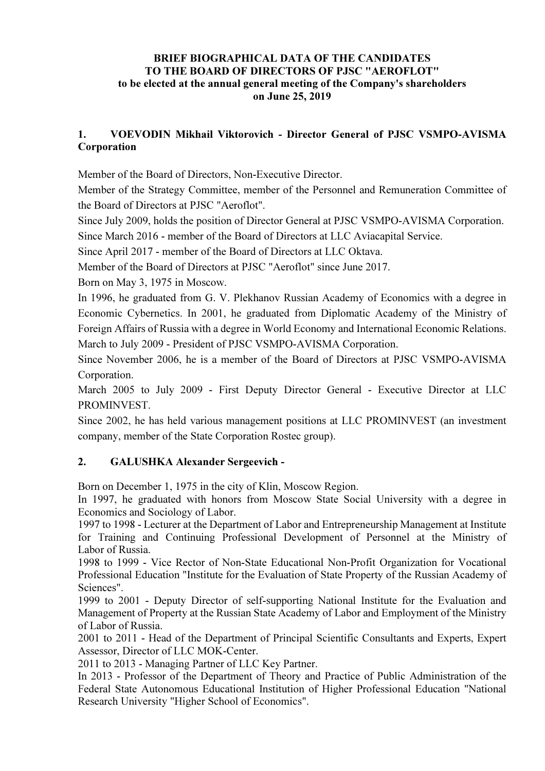**BRIEF BIOGRAPHICAL DATA OF THE CANDIDATES**
**TO THE BOARD OF DIRECTORS OF PJSC "AEROFLOT"**
**to be elected at the annual general meeting of the Company's shareholders**
**on June 25, 2019**

## 1. VOEVODIN Mikhail Viktorovich - Director General of PJSC VSMPO-AVISMA Corporation

Member of the Board of Directors, Non-Executive Director.

Member of the Strategy Committee, member of the Personnel and Remuneration Committee of the Board of Directors at PJSC "Aeroflot".

Since July 2009, holds the position of Director General at PJSC VSMPO-AVISMA Corporation.

Since March 2016 - member of the Board of Directors at LLC Aviacapital Service.

Since April 2017 - member of the Board of Directors at LLC Oktava.

Member of the Board of Directors at PJSC "Aeroflot" since June 2017.

Born on May 3, 1975 in Moscow.

In 1996, he graduated from G. V. Plekhanov Russian Academy of Economics with a degree in Economic Cybernetics. In 2001, he graduated from Diplomatic Academy of the Ministry of Foreign Affairs of Russia with a degree in World Economy and International Economic Relations.

March to July 2009 - President of PJSC VSMPO-AVISMA Corporation.

Since November 2006, he is a member of the Board of Directors at PJSC VSMPO-AVISMA Corporation.

March 2005 to July 2009 - First Deputy Director General - Executive Director at LLC PROMINVEST.

Since 2002, he has held various management positions at LLC PROMINVEST (an investment company, member of the State Corporation Rostec group).

## 2. GALUSHKA Alexander Sergeevich -

Born on December 1, 1975 in the city of Klin, Moscow Region.

In 1997, he graduated with honors from Moscow State Social University with a degree in Economics and Sociology of Labor.

1997 to 1998 - Lecturer at the Department of Labor and Entrepreneurship Management at Institute for Training and Continuing Professional Development of Personnel at the Ministry of Labor of Russia.

1998 to 1999 - Vice Rector of Non-State Educational Non-Profit Organization for Vocational Professional Education "Institute for the Evaluation of State Property of the Russian Academy of Sciences".

1999 to 2001 - Deputy Director of self-supporting National Institute for the Evaluation and Management of Property at the Russian State Academy of Labor and Employment of the Ministry of Labor of Russia.

2001 to 2011 - Head of the Department of Principal Scientific Consultants and Experts, Expert Assessor, Director of LLC MOK-Center.

2011 to 2013 - Managing Partner of LLC Key Partner.

In 2013 - Professor of the Department of Theory and Practice of Public Administration of the Federal State Autonomous Educational Institution of Higher Professional Education "National Research University "Higher School of Economics".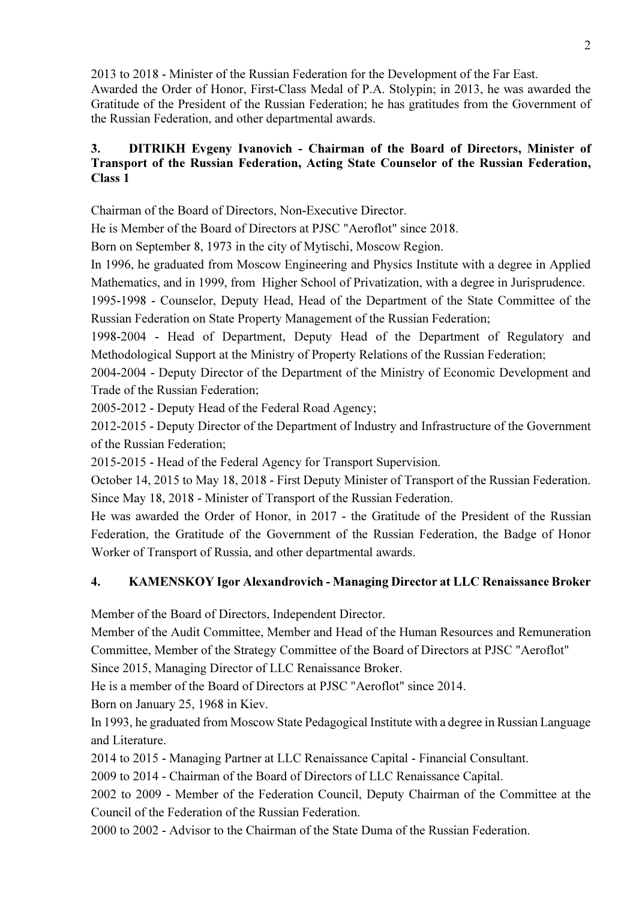2013 to 2018 - Minister of the Russian Federation for the Development of the Far East.
Awarded the Order of Honor, First-Class Medal of P.A. Stolypin; in 2013, he was awarded the Gratitude of the President of the Russian Federation; he has gratitudes from the Government of the Russian Federation, and other departmental awards.

### 3. DITRIKH Evgeny Ivanovich - Chairman of the Board of Directors, Minister of Transport of the Russian Federation, Acting State Counselor of the Russian Federation, Class 1

Chairman of the Board of Directors, Non-Executive Director.

He is Member of the Board of Directors at PJSC "Aeroflot" since 2018.

Born on September 8, 1973 in the city of Mytischi, Moscow Region.

In 1996, he graduated from Moscow Engineering and Physics Institute with a degree in Applied Mathematics, and in 1999, from Higher School of Privatization, with a degree in Jurisprudence.

1995-1998 - Counselor, Deputy Head, Head of the Department of the State Committee of the Russian Federation on State Property Management of the Russian Federation;

1998-2004 - Head of Department, Deputy Head of the Department of Regulatory and Methodological Support at the Ministry of Property Relations of the Russian Federation;

2004-2004 - Deputy Director of the Department of the Ministry of Economic Development and Trade of the Russian Federation;

2005-2012 - Deputy Head of the Federal Road Agency;

2012-2015 - Deputy Director of the Department of Industry and Infrastructure of the Government of the Russian Federation;

2015-2015 - Head of the Federal Agency for Transport Supervision.

October 14, 2015 to May 18, 2018 - First Deputy Minister of Transport of the Russian Federation.

Since May 18, 2018 - Minister of Transport of the Russian Federation.

He was awarded the Order of Honor, in 2017 - the Gratitude of the President of the Russian Federation, the Gratitude of the Government of the Russian Federation, the Badge of Honor Worker of Transport of Russia, and other departmental awards.

### 4. KAMENSKOY Igor Alexandrovich - Managing Director at LLC Renaissance Broker

Member of the Board of Directors, Independent Director.

Member of the Audit Committee, Member and Head of the Human Resources and Remuneration Committee, Member of the Strategy Committee of the Board of Directors at PJSC "Aeroflot"

Since 2015, Managing Director of LLC Renaissance Broker.

He is a member of the Board of Directors at PJSC "Aeroflot" since 2014.

Born on January 25, 1968 in Kiev.

In 1993, he graduated from Moscow State Pedagogical Institute with a degree in Russian Language and Literature.

2014 to 2015 - Managing Partner at LLC Renaissance Capital - Financial Consultant.

2009 to 2014 - Chairman of the Board of Directors of LLC Renaissance Capital.

2002 to 2009 - Member of the Federation Council, Deputy Chairman of the Committee at the Council of the Federation of the Russian Federation.

2000 to 2002 - Advisor to the Chairman of the State Duma of the Russian Federation.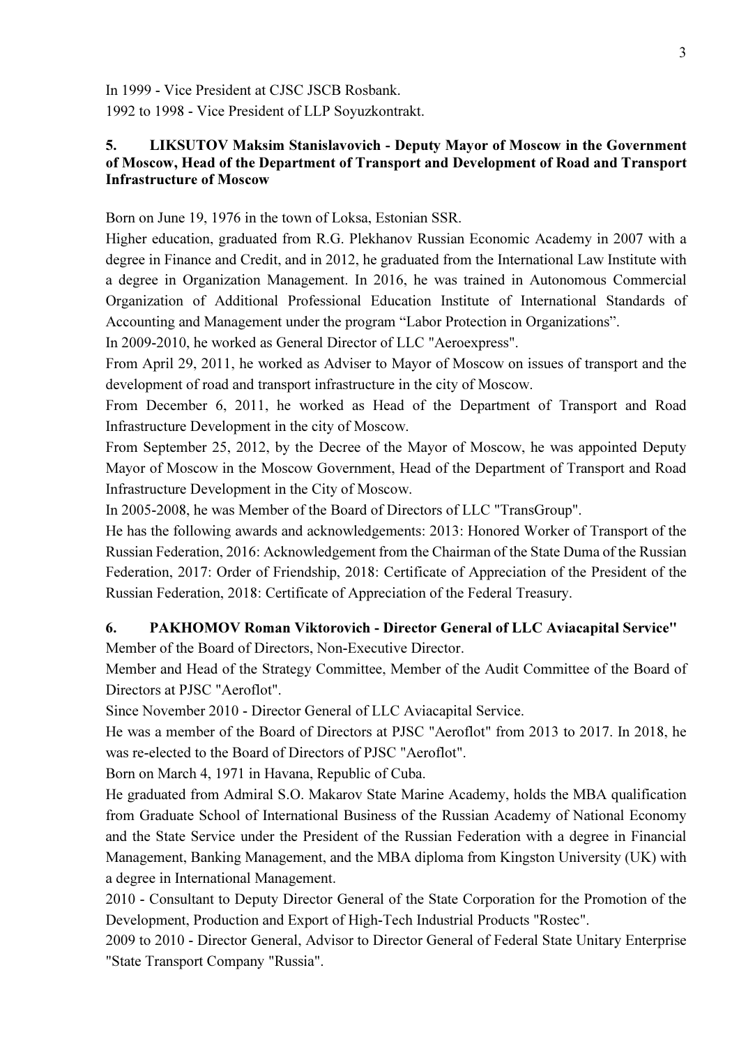In 1999 - Vice President at CJSC JSCB Rosbank.
1992 to 1998 - Vice President of LLP Soyuzkontrakt.

**5. LIKSUTOV Maksim Stanislavovich - Deputy Mayor of Moscow in the Government of Moscow, Head of the Department of Transport and Development of Road and Transport Infrastructure of Moscow**

Born on June 19, 1976 in the town of Loksa, Estonian SSR.
Higher education, graduated from R.G. Plekhanov Russian Economic Academy in 2007 with a degree in Finance and Credit, and in 2012, he graduated from the International Law Institute with a degree in Organization Management. In 2016, he was trained in Autonomous Commercial Organization of Additional Professional Education Institute of International Standards of Accounting and Management under the program "Labor Protection in Organizations".
In 2009-2010, he worked as General Director of LLC "Aeroexpress".
From April 29, 2011, he worked as Adviser to Mayor of Moscow on issues of transport and the development of road and transport infrastructure in the city of Moscow.
From December 6, 2011, he worked as Head of the Department of Transport and Road Infrastructure Development in the city of Moscow.
From September 25, 2012, by the Decree of the Mayor of Moscow, he was appointed Deputy Mayor of Moscow in the Moscow Government, Head of the Department of Transport and Road Infrastructure Development in the City of Moscow.
In 2005-2008, he was Member of the Board of Directors of LLC "TransGroup".
He has the following awards and acknowledgements: 2013: Honored Worker of Transport of the Russian Federation, 2016: Acknowledgement from the Chairman of the State Duma of the Russian Federation, 2017: Order of Friendship, 2018: Certificate of Appreciation of the President of the Russian Federation, 2018: Certificate of Appreciation of the Federal Treasury.

**6. PAKHOMOV Roman Viktorovich - Director General of LLC Aviacapital Service"**

Member of the Board of Directors, Non-Executive Director.
Member and Head of the Strategy Committee, Member of the Audit Committee of the Board of Directors at PJSC "Aeroflot".
Since November 2010 - Director General of LLC Aviacapital Service.
He was a member of the Board of Directors at PJSC "Aeroflot" from 2013 to 2017. In 2018, he was re-elected to the Board of Directors of PJSC "Aeroflot".
Born on March 4, 1971 in Havana, Republic of Cuba.
He graduated from Admiral S.O. Makarov State Marine Academy, holds the MBA qualification from Graduate School of International Business of the Russian Academy of National Economy and the State Service under the President of the Russian Federation with a degree in Financial Management, Banking Management, and the MBA diploma from Kingston University (UK) with a degree in International Management.
2010 - Consultant to Deputy Director General of the State Corporation for the Promotion of the Development, Production and Export of High-Tech Industrial Products "Rostec".
2009 to 2010 - Director General, Advisor to Director General of Federal State Unitary Enterprise "State Transport Company "Russia".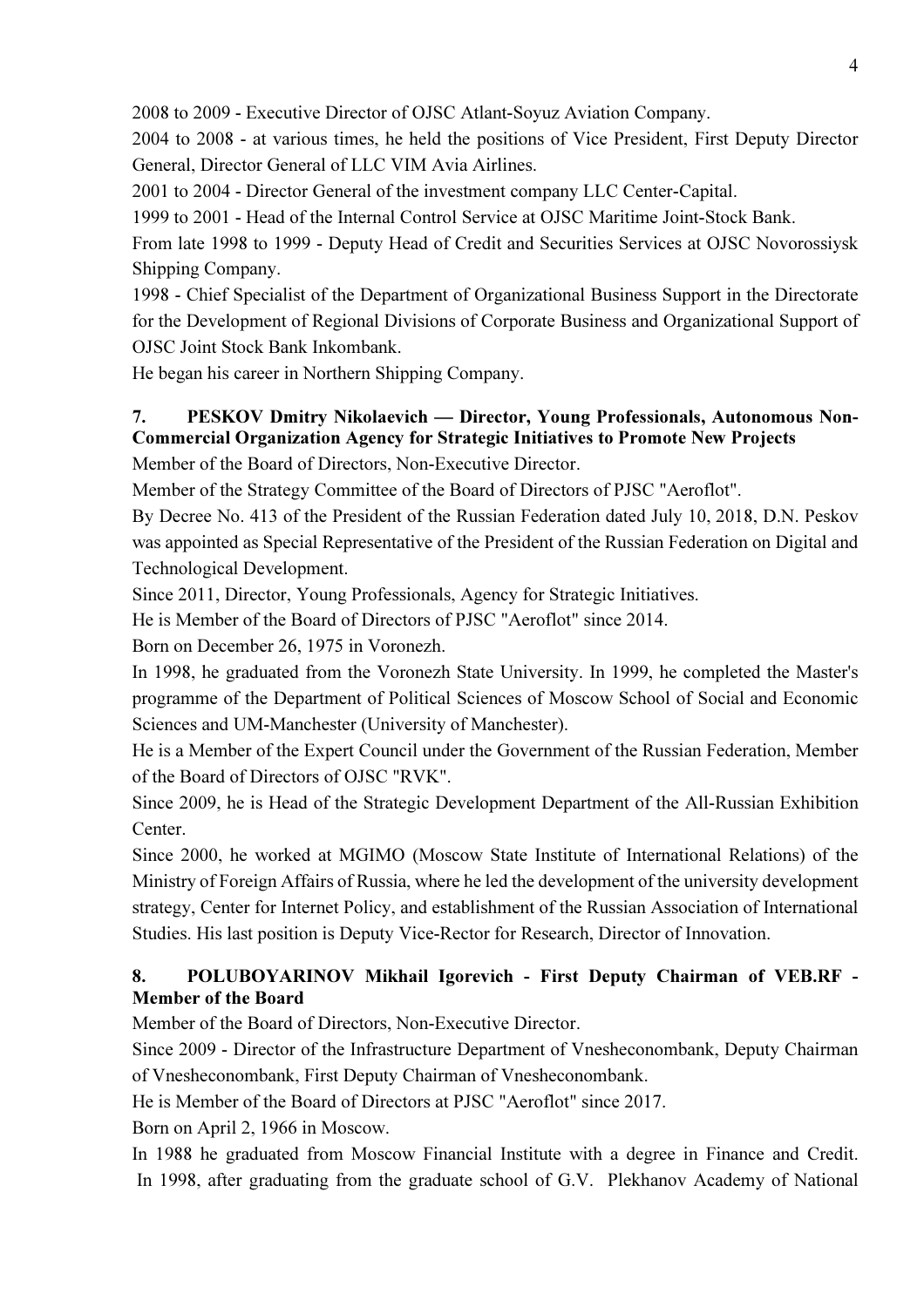2008 to 2009 - Executive Director of OJSC Atlant-Soyuz Aviation Company.

2004 to 2008 - at various times, he held the positions of Vice President, First Deputy Director General, Director General of LLC VIM Avia Airlines.

2001 to 2004 - Director General of the investment company LLC Center-Capital.

1999 to 2001 - Head of the Internal Control Service at OJSC Maritime Joint-Stock Bank.

From late 1998 to 1999 - Deputy Head of Credit and Securities Services at OJSC Novorossiysk Shipping Company.

1998 - Chief Specialist of the Department of Organizational Business Support in the Directorate for the Development of Regional Divisions of Corporate Business and Organizational Support of OJSC Joint Stock Bank Inkombank.

He began his career in Northern Shipping Company.

**7. PESKOV Dmitry Nikolaevich — Director, Young Professionals, Autonomous Non-Commercial Organization Agency for Strategic Initiatives to Promote New Projects**

Member of the Board of Directors, Non-Executive Director.

Member of the Strategy Committee of the Board of Directors of PJSC "Aeroflot".

By Decree No. 413 of the President of the Russian Federation dated July 10, 2018, D.N. Peskov was appointed as Special Representative of the President of the Russian Federation on Digital and Technological Development.

Since 2011, Director, Young Professionals, Agency for Strategic Initiatives.

He is Member of the Board of Directors of PJSC "Aeroflot" since 2014.

Born on December 26, 1975 in Voronezh.

In 1998, he graduated from the Voronezh State University. In 1999, he completed the Master's programme of the Department of Political Sciences of Moscow School of Social and Economic Sciences and UM-Manchester (University of Manchester).

He is a Member of the Expert Council under the Government of the Russian Federation, Member of the Board of Directors of OJSC "RVK".

Since 2009, he is Head of the Strategic Development Department of the All-Russian Exhibition Center.

Since 2000, he worked at MGIMO (Moscow State Institute of International Relations) of the Ministry of Foreign Affairs of Russia, where he led the development of the university development strategy, Center for Internet Policy, and establishment of the Russian Association of International Studies. His last position is Deputy Vice-Rector for Research, Director of Innovation.

**8. POLUBOYARINOV Mikhail Igorevich - First Deputy Chairman of VEB.RF - Member of the Board**

Member of the Board of Directors, Non-Executive Director.

Since 2009 - Director of the Infrastructure Department of Vnesheconombank, Deputy Chairman of Vnesheconombank, First Deputy Chairman of Vnesheconombank.

He is Member of the Board of Directors at PJSC "Aeroflot" since 2017.

Born on April 2, 1966 in Moscow.

In 1988 he graduated from Moscow Financial Institute with a degree in Finance and Credit. In 1998, after graduating from the graduate school of G.V. Plekhanov Academy of National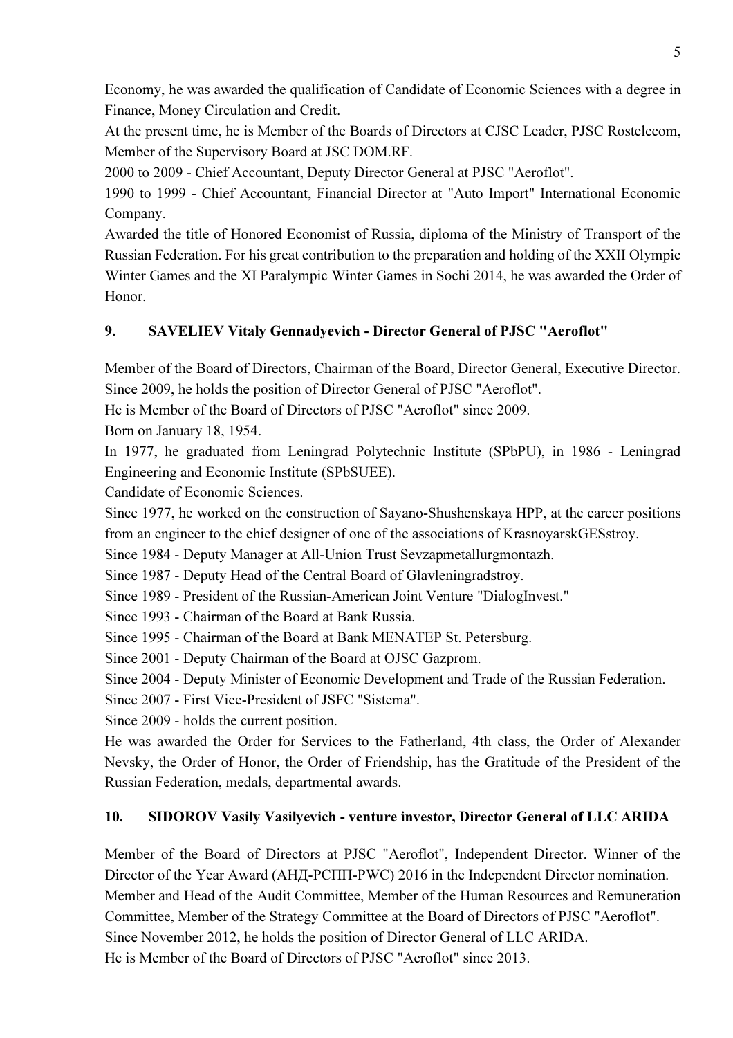Economy, he was awarded the qualification of Candidate of Economic Sciences with a degree in Finance, Money Circulation and Credit.

At the present time, he is Member of the Boards of Directors at CJSC Leader, PJSC Rostelecom, Member of the Supervisory Board at JSC DOM.RF.

2000 to 2009 - Chief Accountant, Deputy Director General at PJSC "Aeroflot".

1990 to 1999 - Chief Accountant, Financial Director at "Auto Import" International Economic Company.

Awarded the title of Honored Economist of Russia, diploma of the Ministry of Transport of the Russian Federation. For his great contribution to the preparation and holding of the XXII Olympic Winter Games and the XI Paralympic Winter Games in Sochi 2014, he was awarded the Order of Honor.

### 9. SAVELIEV Vitaly Gennadyevich - Director General of PJSC "Aeroflot"

Member of the Board of Directors, Chairman of the Board, Director General, Executive Director.

Since 2009, he holds the position of Director General of PJSC "Aeroflot".

He is Member of the Board of Directors of PJSC "Aeroflot" since 2009.

Born on January 18, 1954.

In 1977, he graduated from Leningrad Polytechnic Institute (SPbPU), in 1986 - Leningrad Engineering and Economic Institute (SPbSUEE).

Candidate of Economic Sciences.

Since 1977, he worked on the construction of Sayano-Shushenskaya HPP, at the career positions from an engineer to the chief designer of one of the associations of KrasnoyarskGESstroy.

Since 1984 - Deputy Manager at All-Union Trust Sevzapmetallurgmontazh.

Since 1987 - Deputy Head of the Central Board of Glavleningradstroy.

Since 1989 - President of the Russian-American Joint Venture "DialogInvest."

Since 1993 - Chairman of the Board at Bank Russia.

Since 1995 - Chairman of the Board at Bank MENATEP St. Petersburg.

Since 2001 - Deputy Chairman of the Board at OJSC Gazprom.

Since 2004 - Deputy Minister of Economic Development and Trade of the Russian Federation.

Since 2007 - First Vice-President of JSFC "Sistema".

Since 2009 - holds the current position.

He was awarded the Order for Services to the Fatherland, 4th class, the Order of Alexander Nevsky, the Order of Honor, the Order of Friendship, has the Gratitude of the President of the Russian Federation, medals, departmental awards.

### 10. SIDOROV Vasily Vasilyevich - venture investor, Director General of LLC ARIDA

Member of the Board of Directors at PJSC "Aeroflot", Independent Director. Winner of the Director of the Year Award (АНД-РСПП-PWC) 2016 in the Independent Director nomination.

Member and Head of the Audit Committee, Member of the Human Resources and Remuneration Committee, Member of the Strategy Committee at the Board of Directors of PJSC "Aeroflot".

Since November 2012, he holds the position of Director General of LLC ARIDA.

He is Member of the Board of Directors of PJSC "Aeroflot" since 2013.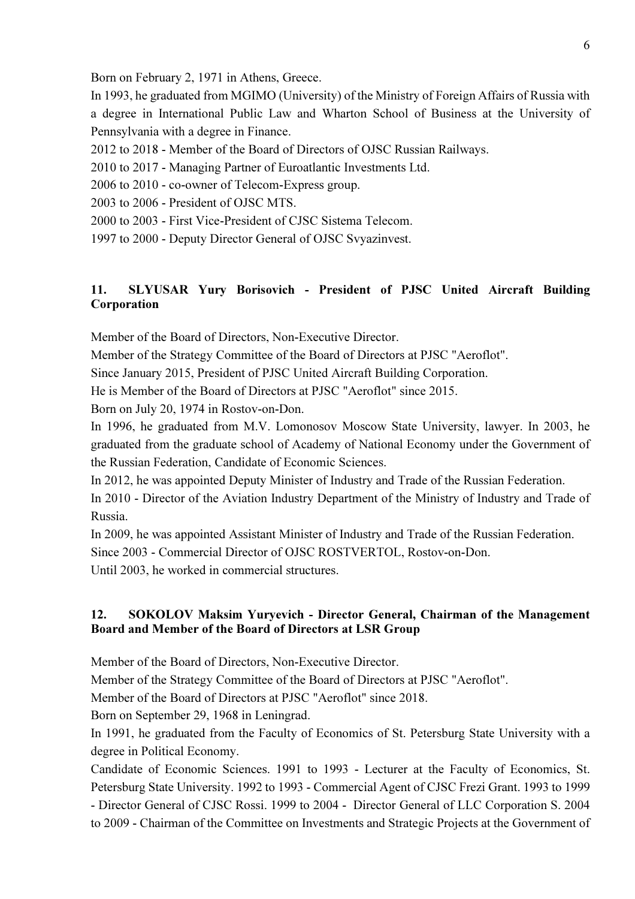Born on February 2, 1971 in Athens, Greece.

In 1993, he graduated from MGIMO (University) of the Ministry of Foreign Affairs of Russia with a degree in International Public Law and Wharton School of Business at the University of Pennsylvania with a degree in Finance.

2012 to 2018 - Member of the Board of Directors of OJSC Russian Railways.

2010 to 2017 - Managing Partner of Euroatlantic Investments Ltd.

2006 to 2010 - co-owner of Telecom-Express group.

2003 to 2006 - President of OJSC MTS.

2000 to 2003 - First Vice-President of CJSC Sistema Telecom.

1997 to 2000 - Deputy Director General of OJSC Svyazinvest.

**11. SLYUSAR Yury Borisovich - President of PJSC United Aircraft Building Corporation**

Member of the Board of Directors, Non-Executive Director.

Member of the Strategy Committee of the Board of Directors at PJSC "Aeroflot".

Since January 2015, President of PJSC United Aircraft Building Corporation.

He is Member of the Board of Directors at PJSC "Aeroflot" since 2015.

Born on July 20, 1974 in Rostov-on-Don.

In 1996, he graduated from M.V. Lomonosov Moscow State University, lawyer. In 2003, he graduated from the graduate school of Academy of National Economy under the Government of the Russian Federation, Candidate of Economic Sciences.

In 2012, he was appointed Deputy Minister of Industry and Trade of the Russian Federation.

In 2010 - Director of the Aviation Industry Department of the Ministry of Industry and Trade of Russia.

In 2009, he was appointed Assistant Minister of Industry and Trade of the Russian Federation.

Since 2003 - Commercial Director of OJSC ROSTVERTOL, Rostov-on-Don.

Until 2003, he worked in commercial structures.

**12. SOKOLOV Maksim Yuryevich - Director General, Chairman of the Management Board and Member of the Board of Directors at LSR Group**

Member of the Board of Directors, Non-Executive Director.

Member of the Strategy Committee of the Board of Directors at PJSC "Aeroflot".

Member of the Board of Directors at PJSC "Aeroflot" since 2018.

Born on September 29, 1968 in Leningrad.

In 1991, he graduated from the Faculty of Economics of St. Petersburg State University with a degree in Political Economy.

Candidate of Economic Sciences. 1991 to 1993 - Lecturer at the Faculty of Economics, St. Petersburg State University. 1992 to 1993 - Commercial Agent of CJSC Frezi Grant. 1993 to 1999 - Director General of CJSC Rossi. 1999 to 2004 - Director General of LLC Corporation S. 2004 to 2009 - Chairman of the Committee on Investments and Strategic Projects at the Government of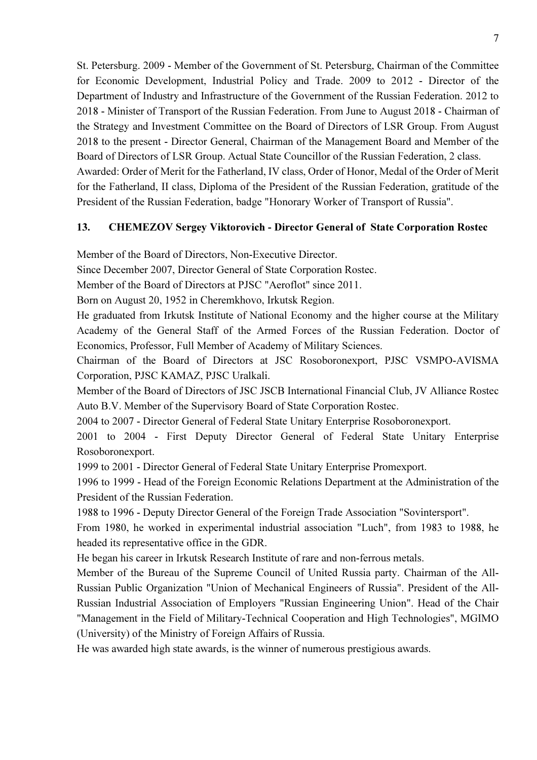St. Petersburg. 2009 - Member of the Government of St. Petersburg, Chairman of the Committee for Economic Development, Industrial Policy and Trade. 2009 to 2012 - Director of the Department of Industry and Infrastructure of the Government of the Russian Federation. 2012 to 2018 - Minister of Transport of the Russian Federation. From June to August 2018 - Chairman of the Strategy and Investment Committee on the Board of Directors of LSR Group. From August 2018 to the present - Director General, Chairman of the Management Board and Member of the Board of Directors of LSR Group. Actual State Councillor of the Russian Federation, 2 class.
Awarded: Order of Merit for the Fatherland, IV class, Order of Honor, Medal of the Order of Merit for the Fatherland, II class, Diploma of the President of the Russian Federation, gratitude of the President of the Russian Federation, badge "Honorary Worker of Transport of Russia".

**13. CHEMEZOV Sergey Viktorovich - Director General of State Corporation Rostec**

Member of the Board of Directors, Non-Executive Director.
Since December 2007, Director General of State Corporation Rostec.
Member of the Board of Directors at PJSC "Aeroflot" since 2011.
Born on August 20, 1952 in Cheremkhovo, Irkutsk Region.
He graduated from Irkutsk Institute of National Economy and the higher course at the Military Academy of the General Staff of the Armed Forces of the Russian Federation. Doctor of Economics, Professor, Full Member of Academy of Military Sciences.
Chairman of the Board of Directors at JSC Rosoboronexport, PJSC VSMPO-AVISMA Corporation, PJSC KAMAZ, PJSC Uralkali.
Member of the Board of Directors of JSC JSCB International Financial Club, JV Alliance Rostec Auto B.V. Member of the Supervisory Board of State Corporation Rostec.
2004 to 2007 - Director General of Federal State Unitary Enterprise Rosoboronexport.
2001 to 2004 - First Deputy Director General of Federal State Unitary Enterprise Rosoboronexport.
1999 to 2001 - Director General of Federal State Unitary Enterprise Promexport.
1996 to 1999 - Head of the Foreign Economic Relations Department at the Administration of the President of the Russian Federation.
1988 to 1996 - Deputy Director General of the Foreign Trade Association "Sovintersport".
From 1980, he worked in experimental industrial association "Luch", from 1983 to 1988, he headed its representative office in the GDR.
He began his career in Irkutsk Research Institute of rare and non-ferrous metals.
Member of the Bureau of the Supreme Council of United Russia party. Chairman of the All-Russian Public Organization "Union of Mechanical Engineers of Russia". President of the All-Russian Industrial Association of Employers "Russian Engineering Union". Head of the Chair "Management in the Field of Military-Technical Cooperation and High Technologies", MGIMO (University) of the Ministry of Foreign Affairs of Russia.
He was awarded high state awards, is the winner of numerous prestigious awards.